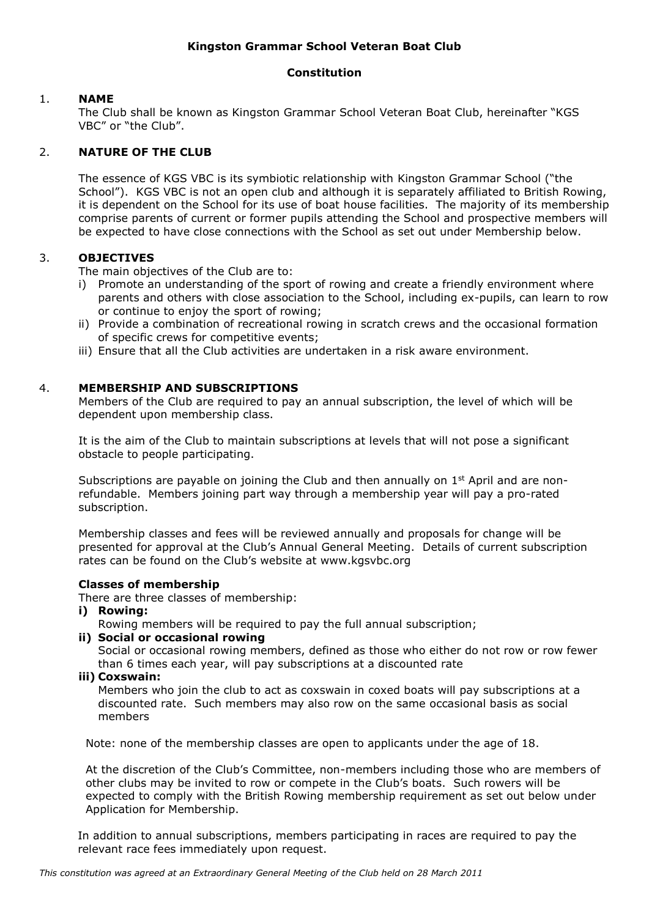# Kingston Grammar School Veteran Boat Club

## Constitution

## 1. NAME

The Club shall be known as Kingston Grammar School Veteran Boat Club, hereinafter "KGS VBC" or "the Club".

## 2. NATURE OF THE CLUB

The essence of KGS VBC is its symbiotic relationship with Kingston Grammar School ("the School"). KGS VBC is not an open club and although it is separately affiliated to British Rowing, it is dependent on the School for its use of boat house facilities. The majority of its membership comprise parents of current or former pupils attending the School and prospective members will be expected to have close connections with the School as set out under Membership below.

## 3. OBJECTIVES

The main objectives of the Club are to:

i) Promote an understanding of the sport of rowing and create a friendly environment where parents and others with close association to the School, including ex-pupils, can learn to row or continue to enjoy the sport of rowing;
ii) Provide a combination of recreational rowing in scratch crews and the occasional formation of specific crews for competitive events;
iii) Ensure that all the Club activities are undertaken in a risk aware environment.

## 4. MEMBERSHIP AND SUBSCRIPTIONS

Members of the Club are required to pay an annual subscription, the level of which will be dependent upon membership class.

It is the aim of the Club to maintain subscriptions at levels that will not pose a significant obstacle to people participating.

Subscriptions are payable on joining the Club and then annually on 1st April and are non-refundable. Members joining part way through a membership year will pay a pro-rated subscription.

Membership classes and fees will be reviewed annually and proposals for change will be presented for approval at the Club's Annual General Meeting. Details of current subscription rates can be found on the Club's website at www.kgsvbc.org

### Classes of membership

There are three classes of membership:

**i) Rowing:**
Rowing members will be required to pay the full annual subscription;

**ii) Social or occasional rowing**
Social or occasional rowing members, defined as those who either do not row or row fewer than 6 times each year, will pay subscriptions at a discounted rate

**iii) Coxswain:**
Members who join the club to act as coxswain in coxed boats will pay subscriptions at a discounted rate. Such members may also row on the same occasional basis as social members

Note: none of the membership classes are open to applicants under the age of 18.

At the discretion of the Club's Committee, non-members including those who are members of other clubs may be invited to row or compete in the Club's boats. Such rowers will be expected to comply with the British Rowing membership requirement as set out below under Application for Membership.

In addition to annual subscriptions, members participating in races are required to pay the relevant race fees immediately upon request.

*This constitution was agreed at an Extraordinary General Meeting of the Club held on 28 March 2011*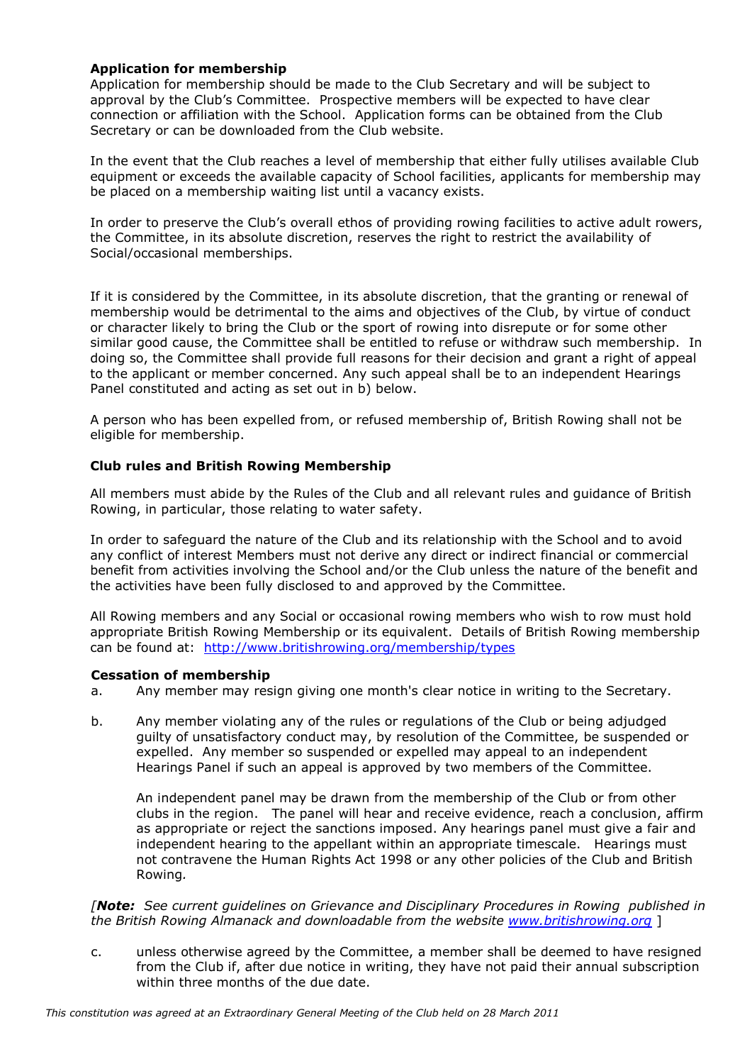**Application for membership**

Application for membership should be made to the Club Secretary and will be subject to approval by the Club's Committee. Prospective members will be expected to have clear connection or affiliation with the School. Application forms can be obtained from the Club Secretary or can be downloaded from the Club website.

In the event that the Club reaches a level of membership that either fully utilises available Club equipment or exceeds the available capacity of School facilities, applicants for membership may be placed on a membership waiting list until a vacancy exists.

In order to preserve the Club's overall ethos of providing rowing facilities to active adult rowers, the Committee, in its absolute discretion, reserves the right to restrict the availability of Social/occasional memberships.

If it is considered by the Committee, in its absolute discretion, that the granting or renewal of membership would be detrimental to the aims and objectives of the Club, by virtue of conduct or character likely to bring the Club or the sport of rowing into disrepute or for some other similar good cause, the Committee shall be entitled to refuse or withdraw such membership. In doing so, the Committee shall provide full reasons for their decision and grant a right of appeal to the applicant or member concerned. Any such appeal shall be to an independent Hearings Panel constituted and acting as set out in b) below.

A person who has been expelled from, or refused membership of, British Rowing shall not be eligible for membership.

**Club rules and British Rowing Membership**

All members must abide by the Rules of the Club and all relevant rules and guidance of British Rowing, in particular, those relating to water safety.

In order to safeguard the nature of the Club and its relationship with the School and to avoid any conflict of interest Members must not derive any direct or indirect financial or commercial benefit from activities involving the School and/or the Club unless the nature of the benefit and the activities have been fully disclosed to and approved by the Committee.

All Rowing members and any Social or occasional rowing members who wish to row must hold appropriate British Rowing Membership or its equivalent. Details of British Rowing membership can be found at: http://www.britishrowing.org/membership/types

**Cessation of membership**

a. Any member may resign giving one month's clear notice in writing to the Secretary.

b. Any member violating any of the rules or regulations of the Club or being adjudged guilty of unsatisfactory conduct may, by resolution of the Committee, be suspended or expelled. Any member so suspended or expelled may appeal to an independent Hearings Panel if such an appeal is approved by two members of the Committee.

   An independent panel may be drawn from the membership of the Club or from other clubs in the region. The panel will hear and receive evidence, reach a conclusion, affirm as appropriate or reject the sanctions imposed. Any hearings panel must give a fair and independent hearing to the appellant within an appropriate timescale. Hearings must not contravene the Human Rights Act 1998 or any other policies of the Club and British Rowing.

*[**Note:** See current guidelines on Grievance and Disciplinary Procedures in Rowing published in the British Rowing Almanack and downloadable from the website www.britishrowing.org ]*

c. unless otherwise agreed by the Committee, a member shall be deemed to have resigned from the Club if, after due notice in writing, they have not paid their annual subscription within three months of the due date.

*This constitution was agreed at an Extraordinary General Meeting of the Club held on 28 March 2011*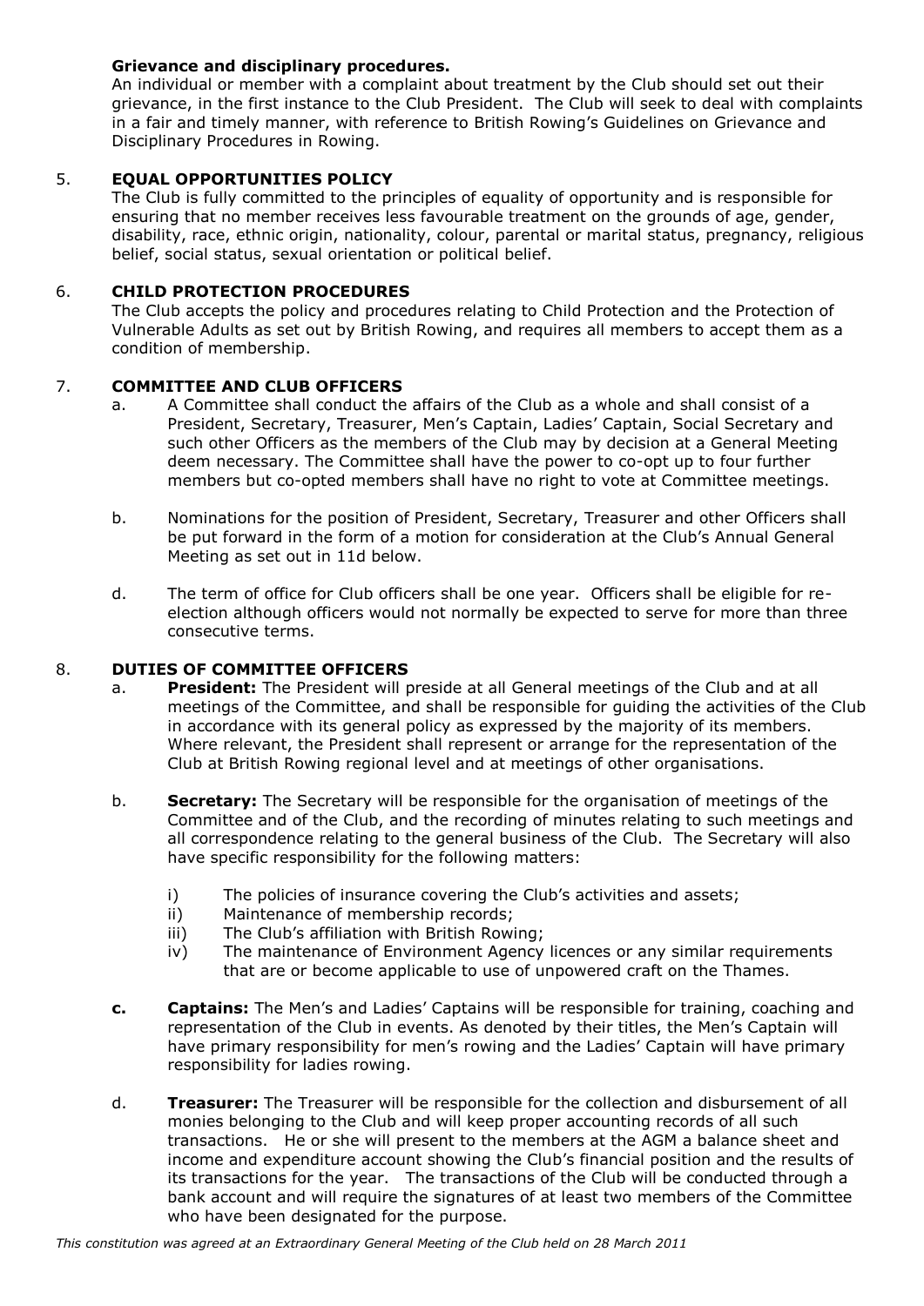**Grievance and disciplinary procedures.**

An individual or member with a complaint about treatment by the Club should set out their grievance, in the first instance to the Club President. The Club will seek to deal with complaints in a fair and timely manner, with reference to British Rowing's Guidelines on Grievance and Disciplinary Procedures in Rowing.

## 5. EQUAL OPPORTUNITIES POLICY

The Club is fully committed to the principles of equality of opportunity and is responsible for ensuring that no member receives less favourable treatment on the grounds of age, gender, disability, race, ethnic origin, nationality, colour, parental or marital status, pregnancy, religious belief, social status, sexual orientation or political belief.

## 6. CHILD PROTECTION PROCEDURES

The Club accepts the policy and procedures relating to Child Protection and the Protection of Vulnerable Adults as set out by British Rowing, and requires all members to accept them as a condition of membership.

## 7. COMMITTEE AND CLUB OFFICERS

a. A Committee shall conduct the affairs of the Club as a whole and shall consist of a President, Secretary, Treasurer, Men's Captain, Ladies' Captain, Social Secretary and such other Officers as the members of the Club may by decision at a General Meeting deem necessary. The Committee shall have the power to co-opt up to four further members but co-opted members shall have no right to vote at Committee meetings.

b. Nominations for the position of President, Secretary, Treasurer and other Officers shall be put forward in the form of a motion for consideration at the Club's Annual General Meeting as set out in 11d below.

d. The term of office for Club officers shall be one year. Officers shall be eligible for re-election although officers would not normally be expected to serve for more than three consecutive terms.

## 8. DUTIES OF COMMITTEE OFFICERS

a. **President:** The President will preside at all General meetings of the Club and at all meetings of the Committee, and shall be responsible for guiding the activities of the Club in accordance with its general policy as expressed by the majority of its members. Where relevant, the President shall represent or arrange for the representation of the Club at British Rowing regional level and at meetings of other organisations.

b. **Secretary:** The Secretary will be responsible for the organisation of meetings of the Committee and of the Club, and the recording of minutes relating to such meetings and all correspondence relating to the general business of the Club. The Secretary will also have specific responsibility for the following matters:

   i) The policies of insurance covering the Club's activities and assets;
   ii) Maintenance of membership records;
   iii) The Club's affiliation with British Rowing;
   iv) The maintenance of Environment Agency licences or any similar requirements that are or become applicable to use of unpowered craft on the Thames.

**c.** **Captains:** The Men's and Ladies' Captains will be responsible for training, coaching and representation of the Club in events. As denoted by their titles, the Men's Captain will have primary responsibility for men's rowing and the Ladies' Captain will have primary responsibility for ladies rowing.

d. **Treasurer:** The Treasurer will be responsible for the collection and disbursement of all monies belonging to the Club and will keep proper accounting records of all such transactions. He or she will present to the members at the AGM a balance sheet and income and expenditure account showing the Club's financial position and the results of its transactions for the year. The transactions of the Club will be conducted through a bank account and will require the signatures of at least two members of the Committee who have been designated for the purpose.

*This constitution was agreed at an Extraordinary General Meeting of the Club held on 28 March 2011*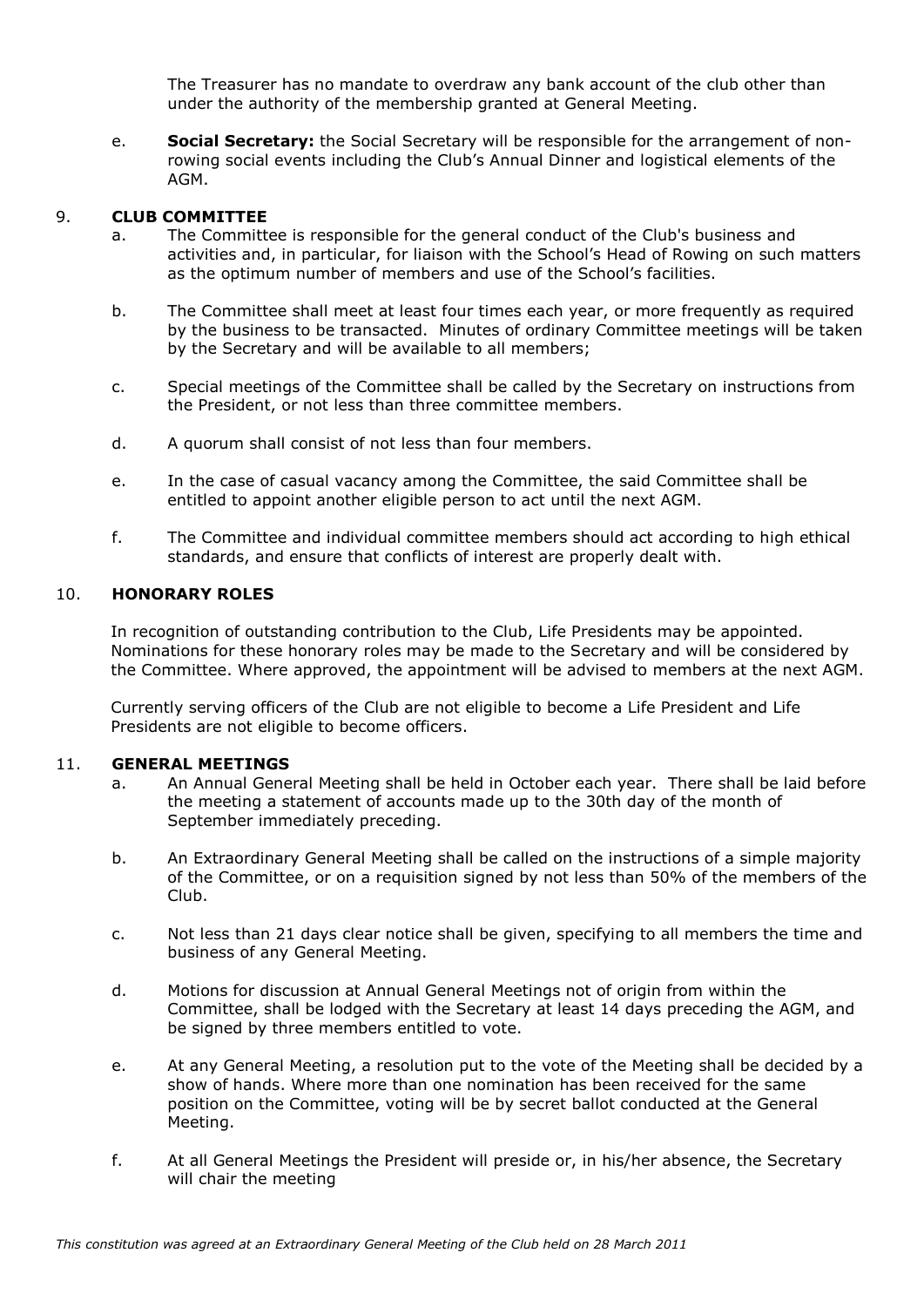The Treasurer has no mandate to overdraw any bank account of the club other than under the authority of the membership granted at General Meeting.

e. **Social Secretary:** the Social Secretary will be responsible for the arrangement of non-rowing social events including the Club's Annual Dinner and logistical elements of the AGM.

## 9. CLUB COMMITTEE

a. The Committee is responsible for the general conduct of the Club's business and activities and, in particular, for liaison with the School's Head of Rowing on such matters as the optimum number of members and use of the School's facilities.

b. The Committee shall meet at least four times each year, or more frequently as required by the business to be transacted. Minutes of ordinary Committee meetings will be taken by the Secretary and will be available to all members;

c. Special meetings of the Committee shall be called by the Secretary on instructions from the President, or not less than three committee members.

d. A quorum shall consist of not less than four members.

e. In the case of casual vacancy among the Committee, the said Committee shall be entitled to appoint another eligible person to act until the next AGM.

f. The Committee and individual committee members should act according to high ethical standards, and ensure that conflicts of interest are properly dealt with.

## 10. HONORARY ROLES

In recognition of outstanding contribution to the Club, Life Presidents may be appointed. Nominations for these honorary roles may be made to the Secretary and will be considered by the Committee. Where approved, the appointment will be advised to members at the next AGM.

Currently serving officers of the Club are not eligible to become a Life President and Life Presidents are not eligible to become officers.

## 11. GENERAL MEETINGS

a. An Annual General Meeting shall be held in October each year. There shall be laid before the meeting a statement of accounts made up to the 30th day of the month of September immediately preceding.

b. An Extraordinary General Meeting shall be called on the instructions of a simple majority of the Committee, or on a requisition signed by not less than 50% of the members of the Club.

c. Not less than 21 days clear notice shall be given, specifying to all members the time and business of any General Meeting.

d. Motions for discussion at Annual General Meetings not of origin from within the Committee, shall be lodged with the Secretary at least 14 days preceding the AGM, and be signed by three members entitled to vote.

e. At any General Meeting, a resolution put to the vote of the Meeting shall be decided by a show of hands. Where more than one nomination has been received for the same position on the Committee, voting will be by secret ballot conducted at the General Meeting.

f. At all General Meetings the President will preside or, in his/her absence, the Secretary will chair the meeting

*This constitution was agreed at an Extraordinary General Meeting of the Club held on 28 March 2011*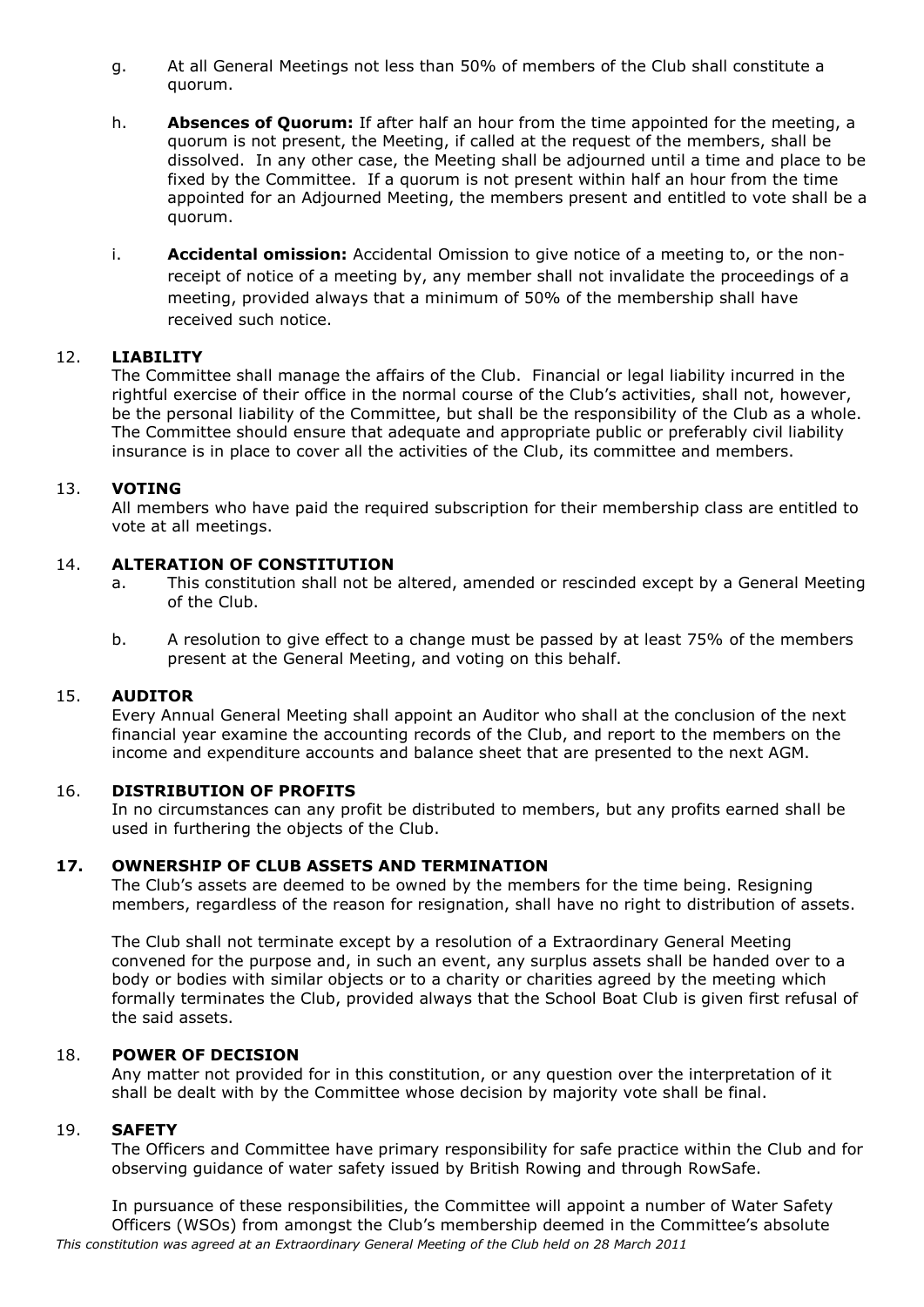g. At all General Meetings not less than 50% of members of the Club shall constitute a quorum.

h. **Absences of Quorum:** If after half an hour from the time appointed for the meeting, a quorum is not present, the Meeting, if called at the request of the members, shall be dissolved. In any other case, the Meeting shall be adjourned until a time and place to be fixed by the Committee. If a quorum is not present within half an hour from the time appointed for an Adjourned Meeting, the members present and entitled to vote shall be a quorum.

i. **Accidental omission:** Accidental Omission to give notice of a meeting to, or the non-receipt of notice of a meeting by, any member shall not invalidate the proceedings of a meeting, provided always that a minimum of 50% of the membership shall have received such notice.

### 12. LIABILITY

The Committee shall manage the affairs of the Club. Financial or legal liability incurred in the rightful exercise of their office in the normal course of the Club's activities, shall not, however, be the personal liability of the Committee, but shall be the responsibility of the Club as a whole. The Committee should ensure that adequate and appropriate public or preferably civil liability insurance is in place to cover all the activities of the Club, its committee and members.

### 13. VOTING

All members who have paid the required subscription for their membership class are entitled to vote at all meetings.

### 14. ALTERATION OF CONSTITUTION

a. This constitution shall not be altered, amended or rescinded except by a General Meeting of the Club.

b. A resolution to give effect to a change must be passed by at least 75% of the members present at the General Meeting, and voting on this behalf.

### 15. AUDITOR

Every Annual General Meeting shall appoint an Auditor who shall at the conclusion of the next financial year examine the accounting records of the Club, and report to the members on the income and expenditure accounts and balance sheet that are presented to the next AGM.

### 16. DISTRIBUTION OF PROFITS

In no circumstances can any profit be distributed to members, but any profits earned shall be used in furthering the objects of the Club.

### 17. OWNERSHIP OF CLUB ASSETS AND TERMINATION

The Club's assets are deemed to be owned by the members for the time being. Resigning members, regardless of the reason for resignation, shall have no right to distribution of assets.

The Club shall not terminate except by a resolution of a Extraordinary General Meeting convened for the purpose and, in such an event, any surplus assets shall be handed over to a body or bodies with similar objects or to a charity or charities agreed by the meeting which formally terminates the Club, provided always that the School Boat Club is given first refusal of the said assets.

### 18. POWER OF DECISION

Any matter not provided for in this constitution, or any question over the interpretation of it shall be dealt with by the Committee whose decision by majority vote shall be final.

### 19. SAFETY

The Officers and Committee have primary responsibility for safe practice within the Club and for observing guidance of water safety issued by British Rowing and through RowSafe.

In pursuance of these responsibilities, the Committee will appoint a number of Water Safety Officers (WSOs) from amongst the Club's membership deemed in the Committee's absolute

*This constitution was agreed at an Extraordinary General Meeting of the Club held on 28 March 2011*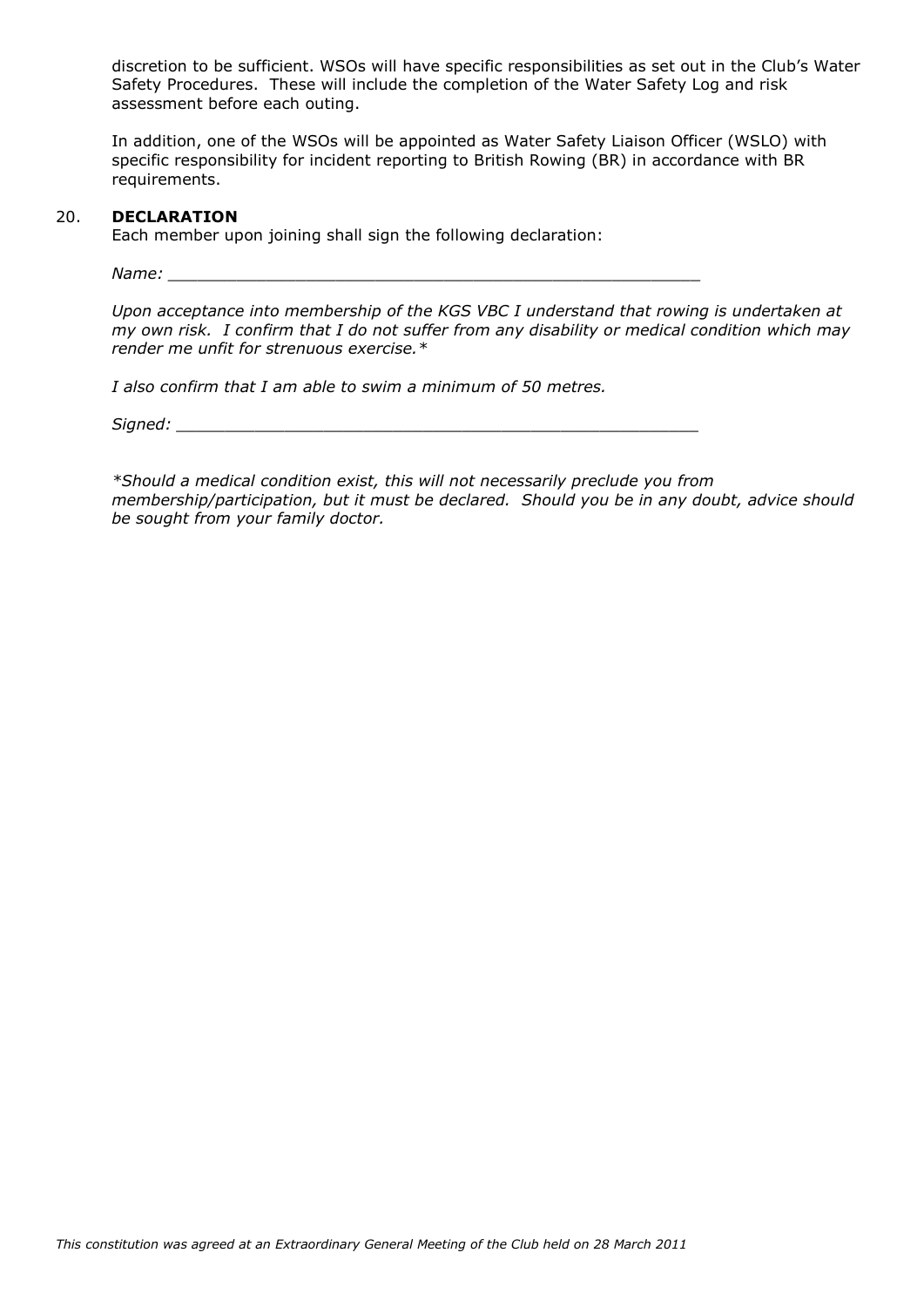discretion to be sufficient. WSOs will have specific responsibilities as set out in the Club's Water Safety Procedures. These will include the completion of the Water Safety Log and risk assessment before each outing.

In addition, one of the WSOs will be appointed as Water Safety Liaison Officer (WSLO) with specific responsibility for incident reporting to British Rowing (BR) in accordance with BR requirements.

20. **DECLARATION**

Each member upon joining shall sign the following declaration:

*Name:* _______________________________________________________

*Upon acceptance into membership of the KGS VBC I understand that rowing is undertaken at my own risk. I confirm that I do not suffer from any disability or medical condition which may render me unfit for strenuous exercise.**

*I also confirm that I am able to swim a minimum of 50 metres.*

*Signed:* _______________________________________________________

*\*Should a medical condition exist, this will not necessarily preclude you from membership/participation, but it must be declared. Should you be in any doubt, advice should be sought from your family doctor.*

*This constitution was agreed at an Extraordinary General Meeting of the Club held on 28 March 2011*